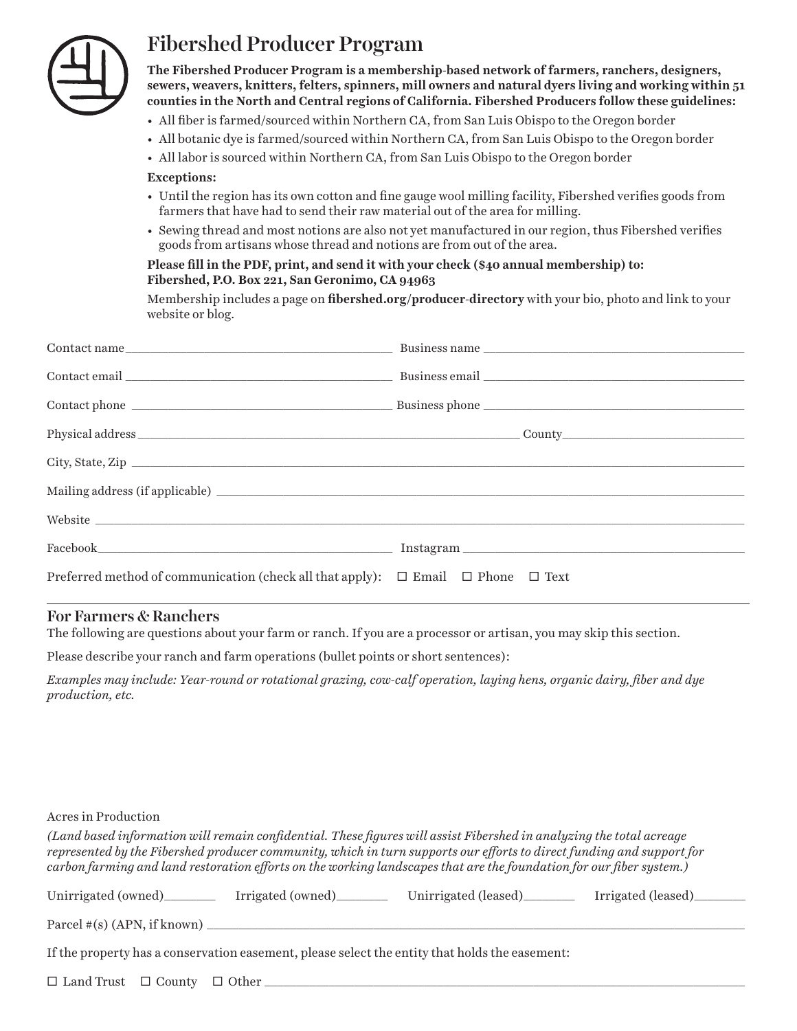# Fibershed Producer Program

**The Fibershed Producer Program is a membership-based network of farmers, ranchers, designers, sewers, weavers, knitters, felters, spinners, mill owners and natural dyers living and working within 51 counties in the North and Central regions of California. Fibershed Producers follow these guidelines:**

- All fiber is farmed/sourced within Northern CA, from San Luis Obispo to the Oregon border
- All botanic dye is farmed/sourced within Northern CA, from San Luis Obispo to the Oregon border
- All labor is sourced within Northern CA, from San Luis Obispo to the Oregon border

**Exceptions:**

- Until the region has its own cotton and fine gauge wool milling facility, Fibershed verifies goods from farmers that have had to send their raw material out of the area for milling.
- Sewing thread and most notions are also not yet manufactured in our region, thus Fibershed verifies goods from artisans whose thread and notions are from out of the area.

**Please fill in the PDF, print, and send it with your check ($40 annual membership) to:**
**Fibershed, P.O. Box 221, San Geronimo, CA 94963**

Membership includes a page on **fibershed.org/producer-directory** with your bio, photo and link to your website or blog.

Contact name ______________________ Business name ______________________

Contact email ______________________ Business email ______________________

Contact phone ______________________ Business phone ______________________

Physical address ______________________ County ______________________

City, State, Zip ______________________

Mailing address (if applicable) ______________________

Website ______________________

Facebook ______________________ Instagram ______________________

Preferred method of communication (check all that apply): ☐ Email ☐ Phone ☐ Text

## For Farmers & Ranchers

The following are questions about your farm or ranch. If you are a processor or artisan, you may skip this section.

Please describe your ranch and farm operations (bullet points or short sentences):

*Examples may include: Year-round or rotational grazing, cow-calf operation, laying hens, organic dairy, fiber and dye production, etc.*

Acres in Production

*(Land based information will remain confidential. These figures will assist Fibershed in analyzing the total acreage represented by the Fibershed producer community, which in turn supports our efforts to direct funding and support for carbon farming and land restoration efforts on the working landscapes that are the foundation for our fiber system.)*

Unirrigated (owned)________ Irrigated (owned)________ Unirrigated (leased)________ Irrigated (leased)________

Parcel #(s) (APN, if known) ______________________

If the property has a conservation easement, please select the entity that holds the easement:

☐ Land Trust ☐ County ☐ Other ______________________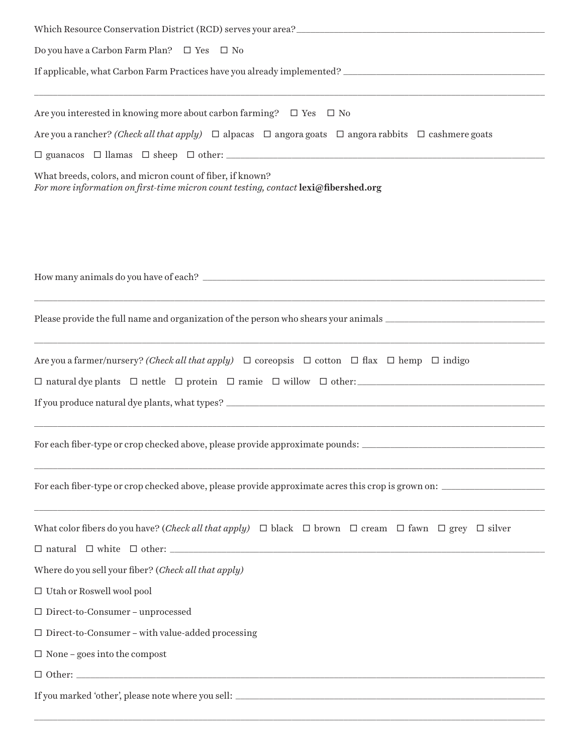Which Resource Conservation District (RCD) serves your area? \_\_\_\_\_\_\_\_\_\_\_\_\_\_\_\_\_\_\_\_\_\_\_\_\_\_\_\_\_\_\_\_\_\_\_\_\_\_\_\_

Do you have a Carbon Farm Plan? ☐ Yes ☐ No

If applicable, what Carbon Farm Practices have you already implemented? \_\_\_\_\_\_\_\_\_\_\_\_\_\_\_\_\_\_\_\_\_\_\_\_\_\_\_\_\_\_\_\_

\_\_\_\_\_\_\_\_\_\_\_\_\_\_\_\_\_\_\_\_\_\_\_\_\_\_\_\_\_\_\_\_\_\_\_\_\_\_\_\_\_\_\_\_\_\_\_\_\_\_\_\_\_\_\_\_\_\_\_\_\_\_\_\_\_\_\_\_\_\_\_\_\_\_\_\_

Are you interested in knowing more about carbon farming? ☐ Yes ☐ No

Are you a rancher? *(Check all that apply)* ☐ alpacas ☐ angora goats ☐ angora rabbits ☐ cashmere goats

☐ guanacos ☐ llamas ☐ sheep ☐ other: \_\_\_\_\_\_\_\_\_\_\_\_\_\_\_\_\_\_\_\_\_\_\_\_\_\_\_\_\_\_\_\_\_\_\_\_\_\_\_\_\_\_\_\_\_\_\_\_\_\_

What breeds, colors, and micron count of fiber, if known?
*For more information on first-time micron count testing, contact* **lexi@fibershed.org**

How many animals do you have of each? \_\_\_\_\_\_\_\_\_\_\_\_\_\_\_\_\_\_\_\_\_\_\_\_\_\_\_\_\_\_\_\_\_\_\_\_\_\_\_\_\_\_\_\_\_\_\_\_\_\_\_\_

\_\_\_\_\_\_\_\_\_\_\_\_\_\_\_\_\_\_\_\_\_\_\_\_\_\_\_\_\_\_\_\_\_\_\_\_\_\_\_\_\_\_\_\_\_\_\_\_\_\_\_\_\_\_\_\_\_\_\_\_\_\_\_\_\_\_\_\_\_\_\_\_\_\_\_\_

Please provide the full name and organization of the person who shears your animals \_\_\_\_\_\_\_\_\_\_\_\_\_\_\_\_\_\_\_\_\_\_\_\_\_

\_\_\_\_\_\_\_\_\_\_\_\_\_\_\_\_\_\_\_\_\_\_\_\_\_\_\_\_\_\_\_\_\_\_\_\_\_\_\_\_\_\_\_\_\_\_\_\_\_\_\_\_\_\_\_\_\_\_\_\_\_\_\_\_\_\_\_\_\_\_\_\_\_\_\_\_

Are you a farmer/nursery? *(Check all that apply)* ☐ coreopsis ☐ cotton ☐ flax ☐ hemp ☐ indigo

☐ natural dye plants ☐ nettle ☐ protein ☐ ramie ☐ willow ☐ other: \_\_\_\_\_\_\_\_\_\_\_\_\_\_\_\_\_\_\_\_\_\_\_\_\_\_\_\_\_\_

If you produce natural dye plants, what types? \_\_\_\_\_\_\_\_\_\_\_\_\_\_\_\_\_\_\_\_\_\_\_\_\_\_\_\_\_\_\_\_\_\_\_\_\_\_\_\_\_\_\_\_\_\_\_\_\_\_

\_\_\_\_\_\_\_\_\_\_\_\_\_\_\_\_\_\_\_\_\_\_\_\_\_\_\_\_\_\_\_\_\_\_\_\_\_\_\_\_\_\_\_\_\_\_\_\_\_\_\_\_\_\_\_\_\_\_\_\_\_\_\_\_\_\_\_\_\_\_\_\_\_\_\_\_

For each fiber-type or crop checked above, please provide approximate pounds: \_\_\_\_\_\_\_\_\_\_\_\_\_\_\_\_\_\_\_\_\_\_\_\_\_\_\_\_\_\_

\_\_\_\_\_\_\_\_\_\_\_\_\_\_\_\_\_\_\_\_\_\_\_\_\_\_\_\_\_\_\_\_\_\_\_\_\_\_\_\_\_\_\_\_\_\_\_\_\_\_\_\_\_\_\_\_\_\_\_\_\_\_\_\_\_\_\_\_\_\_\_\_\_\_\_\_

For each fiber-type or crop checked above, please provide approximate acres this crop is grown on: \_\_\_\_\_\_\_\_\_\_\_\_\_\_\_\_

\_\_\_\_\_\_\_\_\_\_\_\_\_\_\_\_\_\_\_\_\_\_\_\_\_\_\_\_\_\_\_\_\_\_\_\_\_\_\_\_\_\_\_\_\_\_\_\_\_\_\_\_\_\_\_\_\_\_\_\_\_\_\_\_\_\_\_\_\_\_\_\_\_\_\_\_

What color fibers do you have? (*Check all that apply)* ☐ black ☐ brown ☐ cream ☐ fawn ☐ grey ☐ silver

☐ natural ☐ white ☐ other: \_\_\_\_\_\_\_\_\_\_\_\_\_\_\_\_\_\_\_\_\_\_\_\_\_\_\_\_\_\_\_\_\_\_\_\_\_\_\_\_\_\_\_\_\_\_\_\_\_\_\_\_\_\_\_\_\_\_

Where do you sell your fiber? (*Check all that apply)*

☐ Utah or Roswell wool pool

☐ Direct-to-Consumer – unprocessed

☐ Direct-to-Consumer – with value-added processing

☐ None – goes into the compost

☐ Other: \_\_\_\_\_\_\_\_\_\_\_\_\_\_\_\_\_\_\_\_\_\_\_\_\_\_\_\_\_\_\_\_\_\_\_\_\_\_\_\_\_\_\_\_\_\_\_\_\_\_\_\_\_\_\_\_\_\_\_\_\_\_\_\_\_\_\_\_\_\_

If you marked 'other', please note where you sell: \_\_\_\_\_\_\_\_\_\_\_\_\_\_\_\_\_\_\_\_\_\_\_\_\_\_\_\_\_\_\_\_\_\_\_\_\_\_\_\_\_\_\_\_\_\_

\_\_\_\_\_\_\_\_\_\_\_\_\_\_\_\_\_\_\_\_\_\_\_\_\_\_\_\_\_\_\_\_\_\_\_\_\_\_\_\_\_\_\_\_\_\_\_\_\_\_\_\_\_\_\_\_\_\_\_\_\_\_\_\_\_\_\_\_\_\_\_\_\_\_\_\_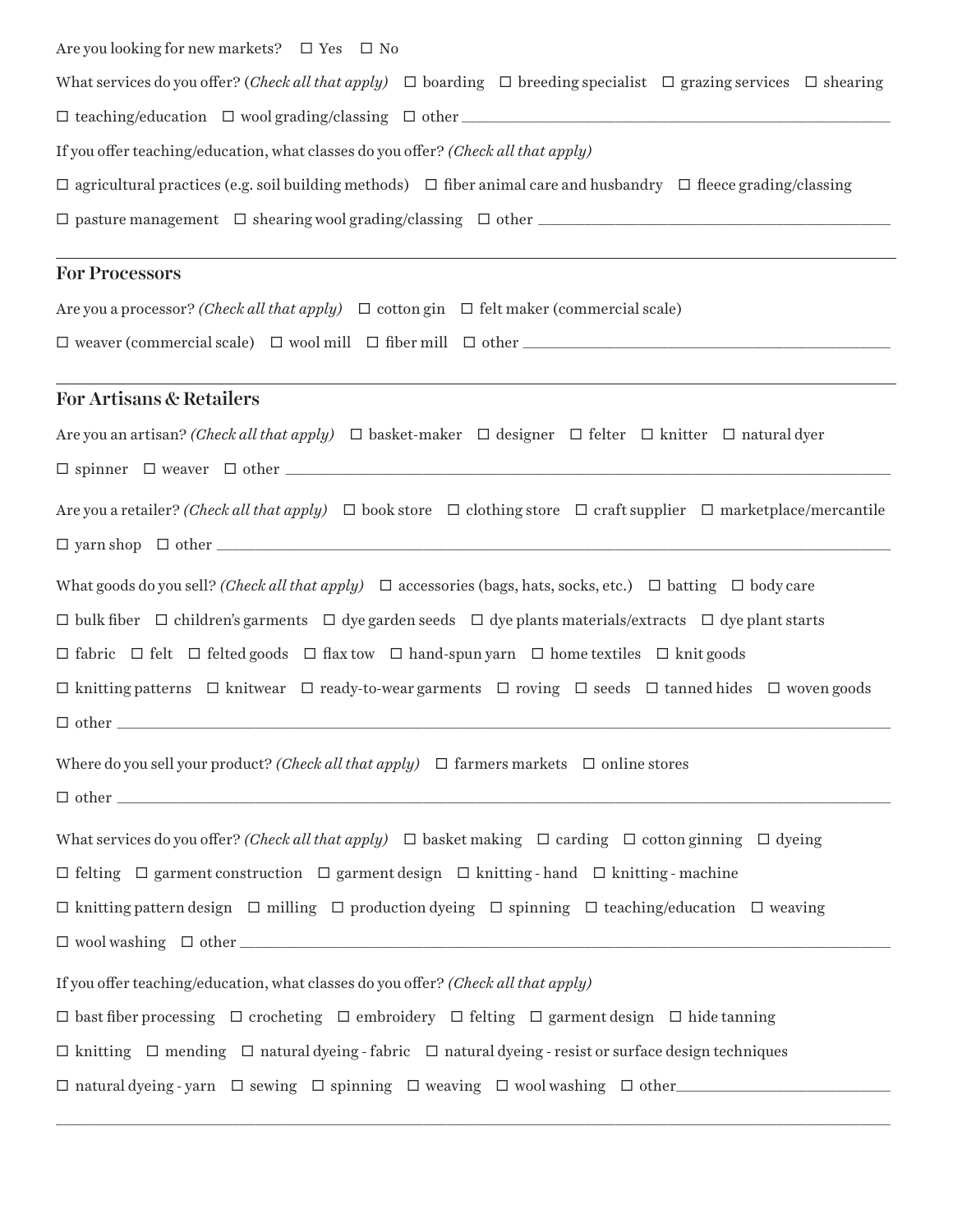Are you looking for new markets? ☐ Yes ☐ No

What services do you offer? (*Check all that apply)* ☐ boarding ☐ breeding specialist ☐ grazing services ☐ shearing

☐ teaching/education ☐ wool grading/classing ☐ other ____________________

If you offer teaching/education, what classes do you offer? *(Check all that apply)*

☐ agricultural practices (e.g. soil building methods) ☐ fiber animal care and husbandry ☐ fleece grading/classing

☐ pasture management ☐ shearing wool grading/classing ☐ other ____________________

---

## For Processors

Are you a processor? *(Check all that apply)* ☐ cotton gin ☐ felt maker (commercial scale)

☐ weaver (commercial scale) ☐ wool mill ☐ fiber mill ☐ other ____________________

---

## For Artisans & Retailers

Are you an artisan? *(Check all that apply)* ☐ basket-maker ☐ designer ☐ felter ☐ knitter ☐ natural dyer

☐ spinner ☐ weaver ☐ other ____________________

Are you a retailer? *(Check all that apply)* ☐ book store ☐ clothing store ☐ craft supplier ☐ marketplace/mercantile

☐ yarn shop ☐ other ____________________

What goods do you sell? *(Check all that apply)* ☐ accessories (bags, hats, socks, etc.) ☐ batting ☐ body care

☐ bulk fiber ☐ children's garments ☐ dye garden seeds ☐ dye plants materials/extracts ☐ dye plant starts

☐ fabric ☐ felt ☐ felted goods ☐ flax tow ☐ hand-spun yarn ☐ home textiles ☐ knit goods

☐ knitting patterns ☐ knitwear ☐ ready-to-wear garments ☐ roving ☐ seeds ☐ tanned hides ☐ woven goods

☐ other ____________________

Where do you sell your product? *(Check all that apply)* ☐ farmers markets ☐ online stores

☐ other ____________________

What services do you offer? *(Check all that apply)* ☐ basket making ☐ carding ☐ cotton ginning ☐ dyeing

☐ felting ☐ garment construction ☐ garment design ☐ knitting - hand ☐ knitting - machine

☐ knitting pattern design ☐ milling ☐ production dyeing ☐ spinning ☐ teaching/education ☐ weaving

☐ wool washing ☐ other ____________________

If you offer teaching/education, what classes do you offer? *(Check all that apply)*

☐ bast fiber processing ☐ crocheting ☐ embroidery ☐ felting ☐ garment design ☐ hide tanning

☐ knitting ☐ mending ☐ natural dyeing - fabric ☐ natural dyeing - resist or surface design techniques

☐ natural dyeing - yarn ☐ sewing ☐ spinning ☐ weaving ☐ wool washing ☐ other____________________

____________________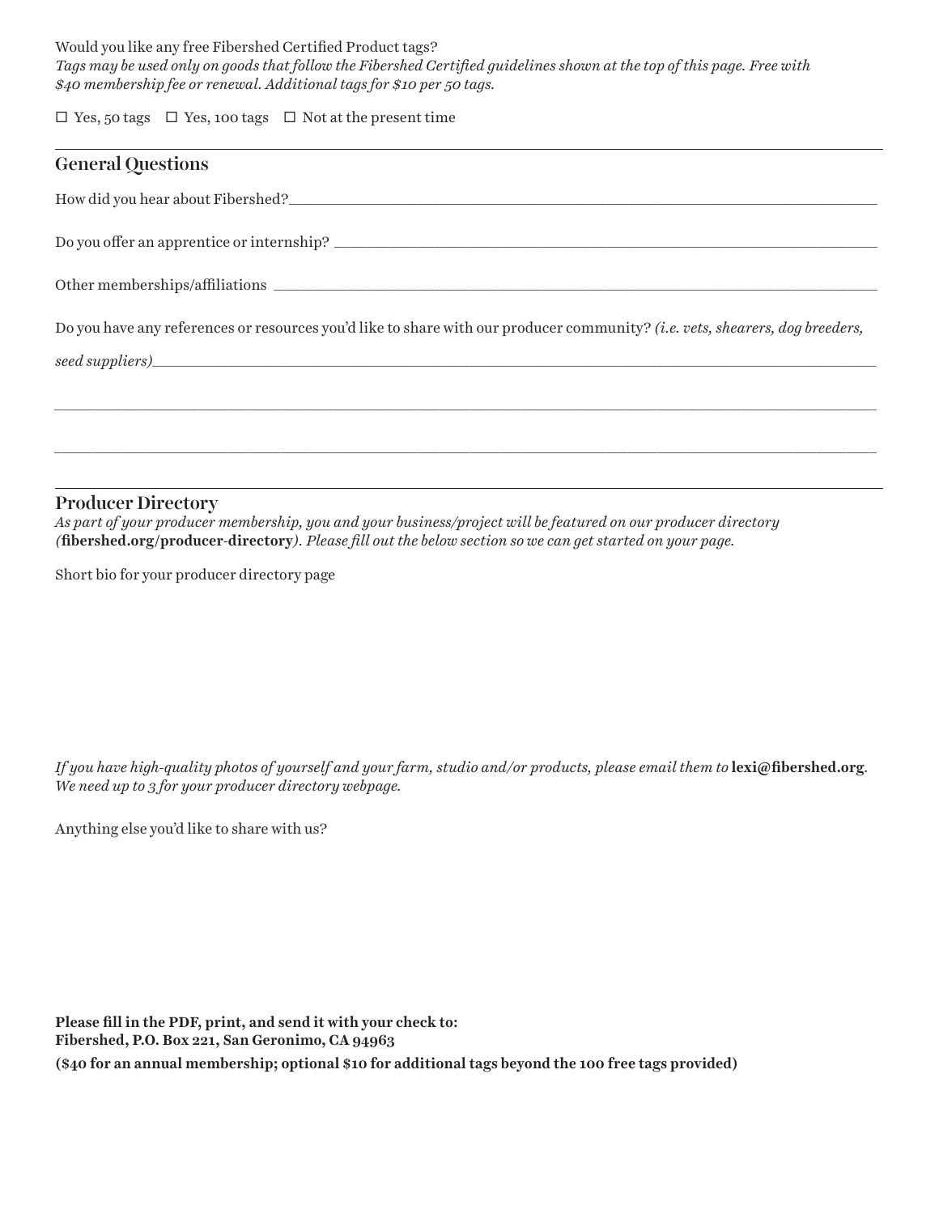Would you like any free Fibershed Certified Product tags?
*Tags may be used only on goods that follow the Fibershed Certified guidelines shown at the top of this page. Free with $40 membership fee or renewal. Additional tags for $10 per 50 tags.*

☐ Yes, 50 tags ☐ Yes, 100 tags ☐ Not at the present time

## General Questions

How did you hear about Fibershed?\_\_\_\_\_\_\_\_\_\_\_\_\_\_\_\_\_\_\_\_\_\_\_\_\_\_\_\_\_\_\_\_\_\_\_\_\_\_\_\_

Do you offer an apprentice or internship? \_\_\_\_\_\_\_\_\_\_\_\_\_\_\_\_\_\_\_\_\_\_\_\_\_\_\_\_\_\_\_\_\_\_\_\_\_\_\_\_

Other memberships/affiliations \_\_\_\_\_\_\_\_\_\_\_\_\_\_\_\_\_\_\_\_\_\_\_\_\_\_\_\_\_\_\_\_\_\_\_\_\_\_\_\_

Do you have any references or resources you'd like to share with our producer community? *(i.e. vets, shearers, dog breeders, seed suppliers)*\_\_\_\_\_\_\_\_\_\_\_\_\_\_\_\_\_\_\_\_\_\_\_\_\_\_\_\_\_\_\_\_\_\_\_\_\_\_\_\_

\_\_\_\_\_\_\_\_\_\_\_\_\_\_\_\_\_\_\_\_\_\_\_\_\_\_\_\_\_\_\_\_\_\_\_\_\_\_\_\_\_\_\_\_\_\_\_\_\_\_\_\_\_\_\_\_\_\_\_\_\_\_\_\_

\_\_\_\_\_\_\_\_\_\_\_\_\_\_\_\_\_\_\_\_\_\_\_\_\_\_\_\_\_\_\_\_\_\_\_\_\_\_\_\_\_\_\_\_\_\_\_\_\_\_\_\_\_\_\_\_\_\_\_\_\_\_\_\_

## Producer Directory

*As part of your producer membership, you and your business/project will be featured on our producer directory (***fibershed.org/producer-directory***). Please fill out the below section so we can get started on your page.*

Short bio for your producer directory page

*If you have high-quality photos of yourself and your farm, studio and/or products, please email them to* **lexi@fibershed.org**. *We need up to 3 for your producer directory webpage.*

Anything else you'd like to share with us?

**Please fill in the PDF, print, and send it with your check to:**
**Fibershed, P.O. Box 221, San Geronimo, CA 94963**
**($40 for an annual membership; optional $10 for additional tags beyond the 100 free tags provided)**